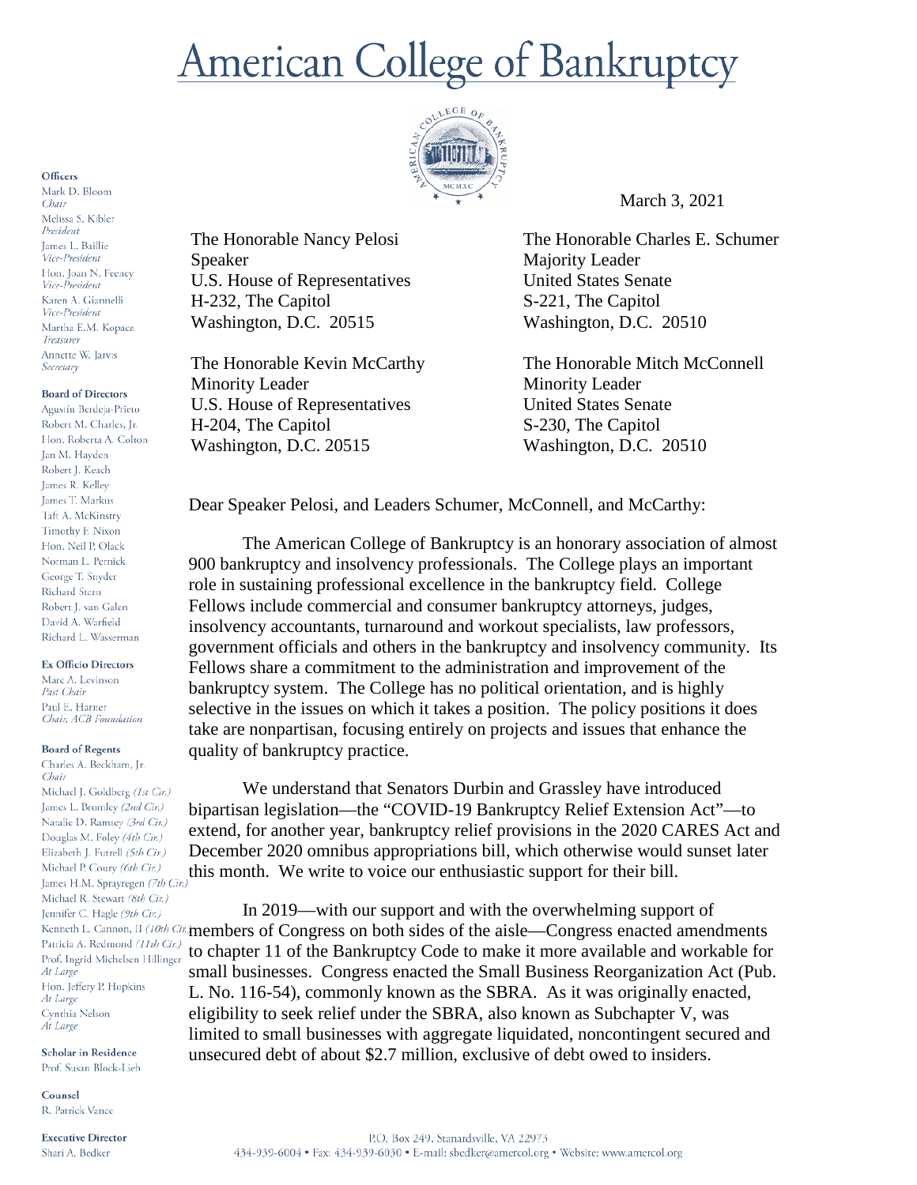# American College of Bankruptcy

**Officers**
Mark D. Bloom
*Chair*
Melissa S. Kibler
*President*
James L. Baillie
*Vice-President*
Hon. Joan N. Feeney
*Vice-President*
Karen A. Giannelli
*Vice-President*
Martha E.M. Kopacz
*Treasurer*
Annette W. Jarvis
*Secretary*

**Board of Directors**
Agustín Berdeja-Prieto
Robert M. Charles, Jr.
Hon. Roberta A. Colton
Jan M. Hayden
Robert J. Keach
James R. Kelley
James T. Markus
Taft A. McKinstry
Timothy F. Nixon
Hon. Neil P. Olack
Norman L. Pernick
George T. Snyder
Richard Stern
Robert J. van Galen
David A. Warfield
Richard L. Wasserman

**Ex Officio Directors**
Marc A. Levinson
*Past Chair*
Paul E. Harner
*Chair, ACB Foundation*

**Board of Regents**
Charles A. Beckham, Jr.
*Chair*
Michael J. Goldberg *(1st Cir.)*
James L. Bromley *(2nd Cir.)*
Natalie D. Ramsey *(3rd Cir.)*
Douglas M. Foley *(4th Cir.)*
Elizabeth J. Futrell *(5th Cir.)*
Michael P. Coury *(6th Cir.)*
James H.M. Sprayregen *(7th Cir.)*
Michael R. Stewart *(8th Cir.)*
Jennifer C. Hagle *(9th Cir.)*
Kenneth L. Cannon, II *(10th Cir.)*
Patricia A. Redmond *(11th Cir.)*
Prof. Ingrid Michelsen Hillinger
*At Large*
Hon. Jeffery P. Hopkins
*At Large*
Cynthia Nelson
*At Large*

**Scholar in Residence**
Prof. Susan Block-Lieb

**Counsel**
R. Patrick Vance

**Executive Director**
Shari A. Bedker

March 3, 2021

The Honorable Nancy Pelosi
Speaker
U.S. House of Representatives
H-232, The Capitol
Washington, D.C. 20515

The Honorable Charles E. Schumer
Majority Leader
United States Senate
S-221, The Capitol
Washington, D.C. 20510

The Honorable Kevin McCarthy
Minority Leader
U.S. House of Representatives
H-204, The Capitol
Washington, D.C. 20515

The Honorable Mitch McConnell
Minority Leader
United States Senate
S-230, The Capitol
Washington, D.C. 20510

Dear Speaker Pelosi, and Leaders Schumer, McConnell, and McCarthy:

The American College of Bankruptcy is an honorary association of almost 900 bankruptcy and insolvency professionals. The College plays an important role in sustaining professional excellence in the bankruptcy field. College Fellows include commercial and consumer bankruptcy attorneys, judges, insolvency accountants, turnaround and workout specialists, law professors, government officials and others in the bankruptcy and insolvency community. Its Fellows share a commitment to the administration and improvement of the bankruptcy system. The College has no political orientation, and is highly selective in the issues on which it takes a position. The policy positions it does take are nonpartisan, focusing entirely on projects and issues that enhance the quality of bankruptcy practice.

We understand that Senators Durbin and Grassley have introduced bipartisan legislation—the "COVID-19 Bankruptcy Relief Extension Act"—to extend, for another year, bankruptcy relief provisions in the 2020 CARES Act and December 2020 omnibus appropriations bill, which otherwise would sunset later this month. We write to voice our enthusiastic support for their bill.

In 2019—with our support and with the overwhelming support of members of Congress on both sides of the aisle—Congress enacted amendments to chapter 11 of the Bankruptcy Code to make it more available and workable for small businesses. Congress enacted the Small Business Reorganization Act (Pub. L. No. 116-54), commonly known as the SBRA. As it was originally enacted, eligibility to seek relief under the SBRA, also known as Subchapter V, was limited to small businesses with aggregate liquidated, noncontingent secured and unsecured debt of about $2.7 million, exclusive of debt owed to insiders.

P.O. Box 249, Stanardsville, VA 22973
434-939-6004 • Fax: 434-939-6030 • E-mail: sbedker@amercol.org • Website: www.amercol.org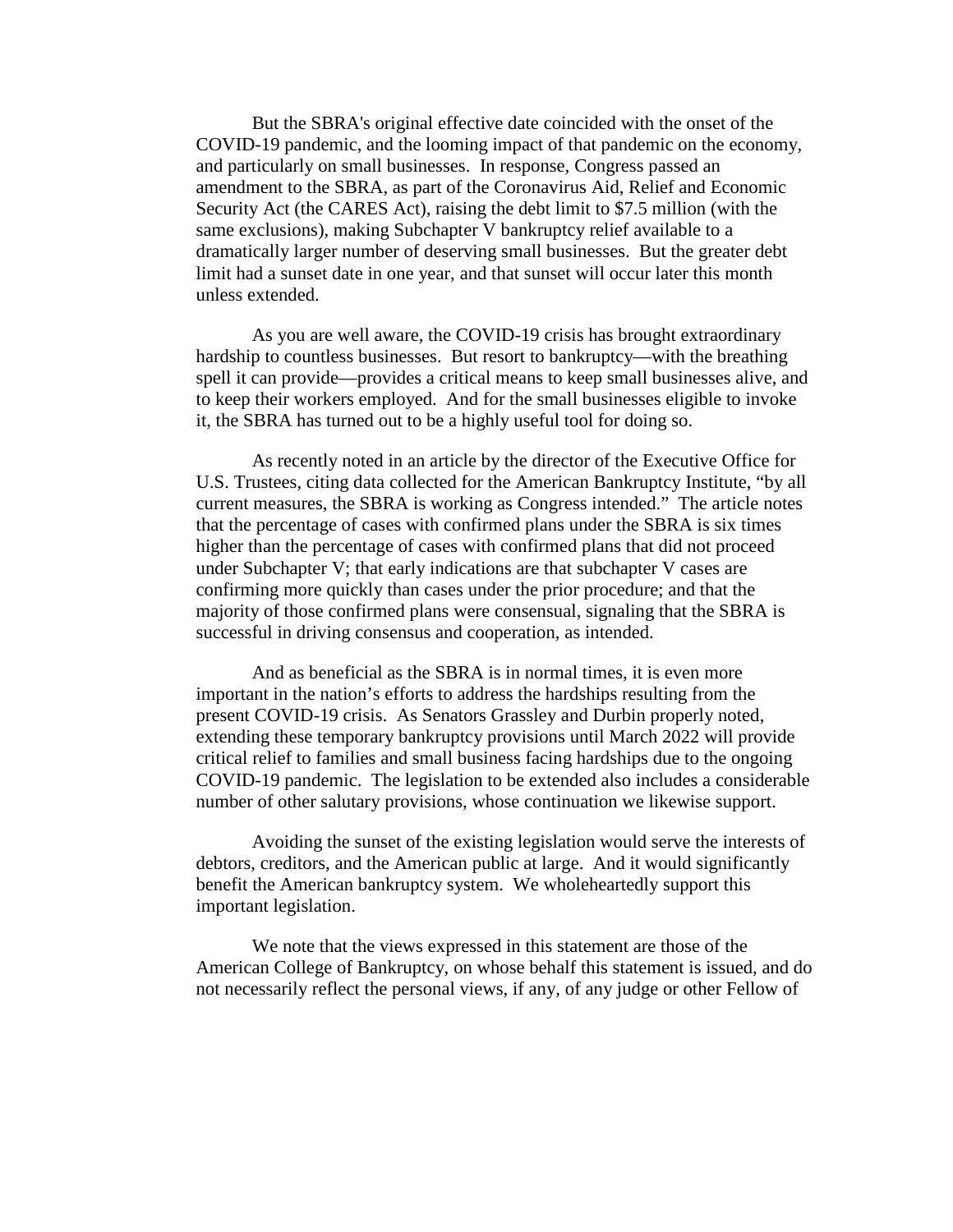But the SBRA's original effective date coincided with the onset of the COVID-19 pandemic, and the looming impact of that pandemic on the economy, and particularly on small businesses. In response, Congress passed an amendment to the SBRA, as part of the Coronavirus Aid, Relief and Economic Security Act (the CARES Act), raising the debt limit to $7.5 million (with the same exclusions), making Subchapter V bankruptcy relief available to a dramatically larger number of deserving small businesses. But the greater debt limit had a sunset date in one year, and that sunset will occur later this month unless extended.

As you are well aware, the COVID-19 crisis has brought extraordinary hardship to countless businesses. But resort to bankruptcy—with the breathing spell it can provide—provides a critical means to keep small businesses alive, and to keep their workers employed. And for the small businesses eligible to invoke it, the SBRA has turned out to be a highly useful tool for doing so.

As recently noted in an article by the director of the Executive Office for U.S. Trustees, citing data collected for the American Bankruptcy Institute, "by all current measures, the SBRA is working as Congress intended." The article notes that the percentage of cases with confirmed plans under the SBRA is six times higher than the percentage of cases with confirmed plans that did not proceed under Subchapter V; that early indications are that subchapter V cases are confirming more quickly than cases under the prior procedure; and that the majority of those confirmed plans were consensual, signaling that the SBRA is successful in driving consensus and cooperation, as intended.

And as beneficial as the SBRA is in normal times, it is even more important in the nation's efforts to address the hardships resulting from the present COVID-19 crisis. As Senators Grassley and Durbin properly noted, extending these temporary bankruptcy provisions until March 2022 will provide critical relief to families and small business facing hardships due to the ongoing COVID-19 pandemic. The legislation to be extended also includes a considerable number of other salutary provisions, whose continuation we likewise support.

Avoiding the sunset of the existing legislation would serve the interests of debtors, creditors, and the American public at large. And it would significantly benefit the American bankruptcy system. We wholeheartedly support this important legislation.

We note that the views expressed in this statement are those of the American College of Bankruptcy, on whose behalf this statement is issued, and do not necessarily reflect the personal views, if any, of any judge or other Fellow of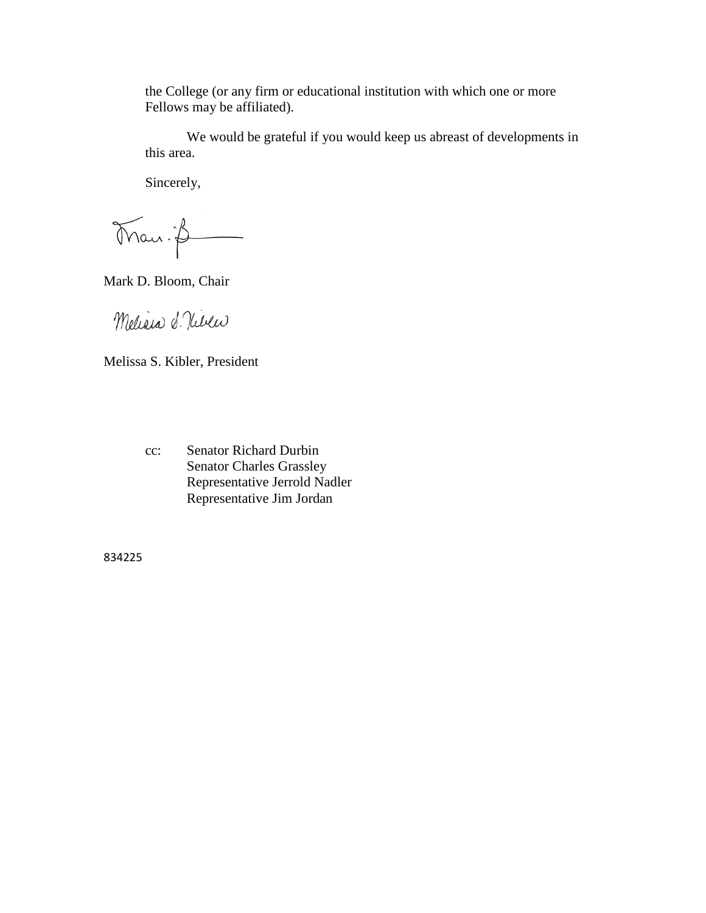the College (or any firm or educational institution with which one or more Fellows may be affiliated).

We would be grateful if you would keep us abreast of developments in this area.

Sincerely,

Mark D. Bloom, Chair

Melissa S. Kibler, President

cc: Senator Richard Durbin
Senator Charles Grassley
Representative Jerrold Nadler
Representative Jim Jordan

834225